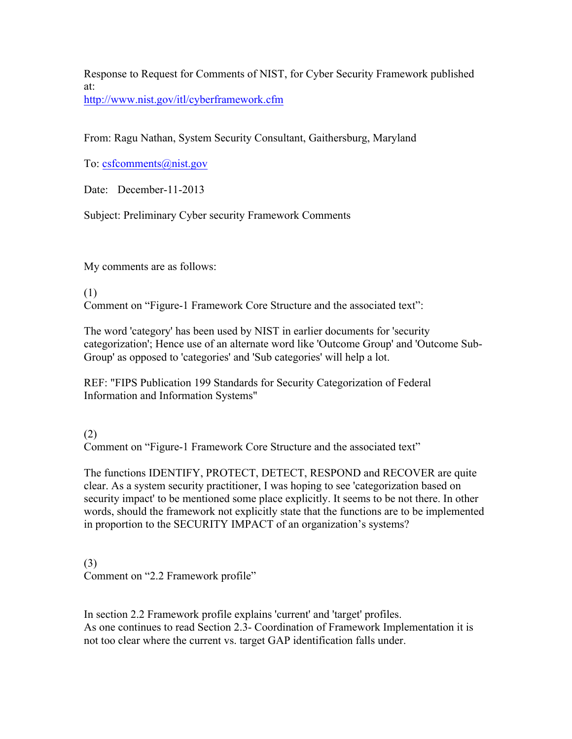Response to Request for Comments of NIST, for Cyber Security Framework published at:
http://www.nist.gov/itl/cyberframework.cfm

From: Ragu Nathan, System Security Consultant, Gaithersburg, Maryland

To: csfcomments@nist.gov

Date: December-11-2013

Subject: Preliminary Cyber security Framework Comments

My comments are as follows:

(1)
Comment on "Figure-1 Framework Core Structure and the associated text":

The word 'category' has been used by NIST in earlier documents for 'security categorization'; Hence use of an alternate word like 'Outcome Group' and 'Outcome Sub-Group' as opposed to 'categories' and 'Sub categories' will help a lot.

REF: "FIPS Publication 199 Standards for Security Categorization of Federal Information and Information Systems"

(2)
Comment on "Figure-1 Framework Core Structure and the associated text"

The functions IDENTIFY, PROTECT, DETECT, RESPOND and RECOVER are quite clear. As a system security practitioner, I was hoping to see 'categorization based on security impact' to be mentioned some place explicitly. It seems to be not there. In other words, should the framework not explicitly state that the functions are to be implemented in proportion to the SECURITY IMPACT of an organization's systems?

(3)
Comment on "2.2 Framework profile"

In section 2.2 Framework profile explains 'current' and 'target' profiles.
As one continues to read Section 2.3- Coordination of Framework Implementation it is not too clear where the current vs. target GAP identification falls under.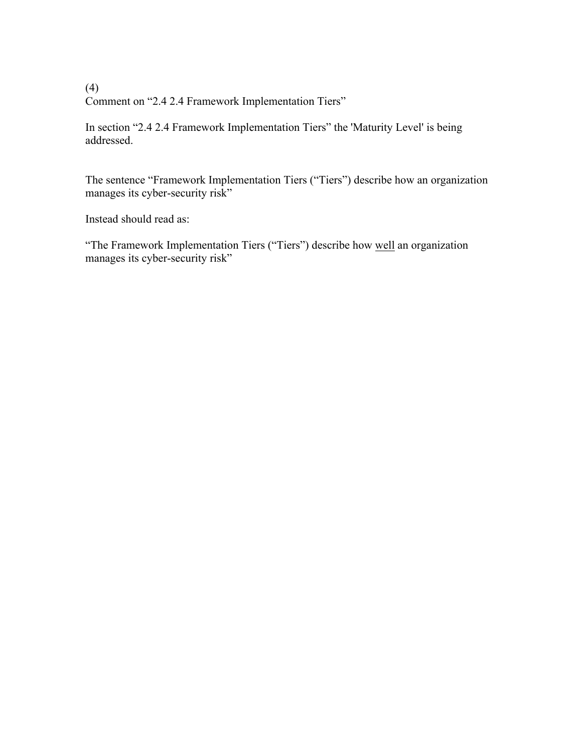(4)
Comment on “2.4 2.4 Framework Implementation Tiers”

In section “2.4 2.4 Framework Implementation Tiers” the 'Maturity Level' is being addressed.

The sentence “Framework Implementation Tiers (“Tiers”) describe how an organization manages its cyber-security risk”

Instead should read as:

“The Framework Implementation Tiers (“Tiers”) describe how <u>well</u> an organization manages its cyber-security risk”